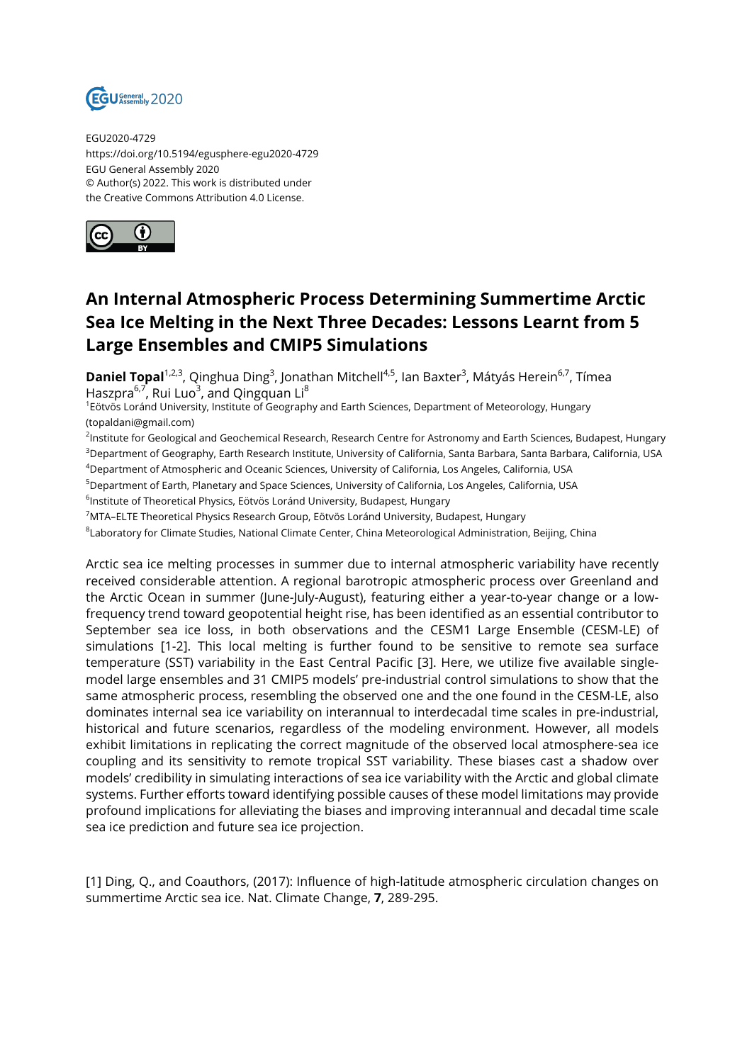EGU2020-4729
https://doi.org/10.5194/egusphere-egu2020-4729
EGU General Assembly 2020
© Author(s) 2022. This work is distributed under
the Creative Commons Attribution 4.0 License.

# An Internal Atmospheric Process Determining Summertime Arctic Sea Ice Melting in the Next Three Decades: Lessons Learnt from 5 Large Ensembles and CMIP5 Simulations

**Daniel Topal**[1,2,3], Qinghua Ding[3], Jonathan Mitchell[4,5], Ian Baxter[3], Mátyás Herein[6,7], Tímea Haszpra[6,7], Rui Luo[3], and Qingquan Li[8]

[1]Eötvös Loránd University, Institute of Geography and Earth Sciences, Department of Meteorology, Hungary (topaldani@gmail.com)
[2]Institute for Geological and Geochemical Research, Research Centre for Astronomy and Earth Sciences, Budapest, Hungary
[3]Department of Geography, Earth Research Institute, University of California, Santa Barbara, Santa Barbara, California, USA
[4]Department of Atmospheric and Oceanic Sciences, University of California, Los Angeles, California, USA
[5]Department of Earth, Planetary and Space Sciences, University of California, Los Angeles, California, USA
[6]Institute of Theoretical Physics, Eötvös Loránd University, Budapest, Hungary
[7]MTA–ELTE Theoretical Physics Research Group, Eötvös Loránd University, Budapest, Hungary
[8]Laboratory for Climate Studies, National Climate Center, China Meteorological Administration, Beijing, China

Arctic sea ice melting processes in summer due to internal atmospheric variability have recently received considerable attention. A regional barotropic atmospheric process over Greenland and the Arctic Ocean in summer (June-July-August), featuring either a year-to-year change or a low-frequency trend toward geopotential height rise, has been identified as an essential contributor to September sea ice loss, in both observations and the CESM1 Large Ensemble (CESM-LE) of simulations [1-2]. This local melting is further found to be sensitive to remote sea surface temperature (SST) variability in the East Central Pacific [3]. Here, we utilize five available single-model large ensembles and 31 CMIP5 models' pre-industrial control simulations to show that the same atmospheric process, resembling the observed one and the one found in the CESM-LE, also dominates internal sea ice variability on interannual to interdecadal time scales in pre-industrial, historical and future scenarios, regardless of the modeling environment. However, all models exhibit limitations in replicating the correct magnitude of the observed local atmosphere-sea ice coupling and its sensitivity to remote tropical SST variability. These biases cast a shadow over models' credibility in simulating interactions of sea ice variability with the Arctic and global climate systems. Further efforts toward identifying possible causes of these model limitations may provide profound implications for alleviating the biases and improving interannual and decadal time scale sea ice prediction and future sea ice projection.

[1] Ding, Q., and Coauthors, (2017): Influence of high-latitude atmospheric circulation changes on summertime Arctic sea ice. Nat. Climate Change, **7**, 289-295.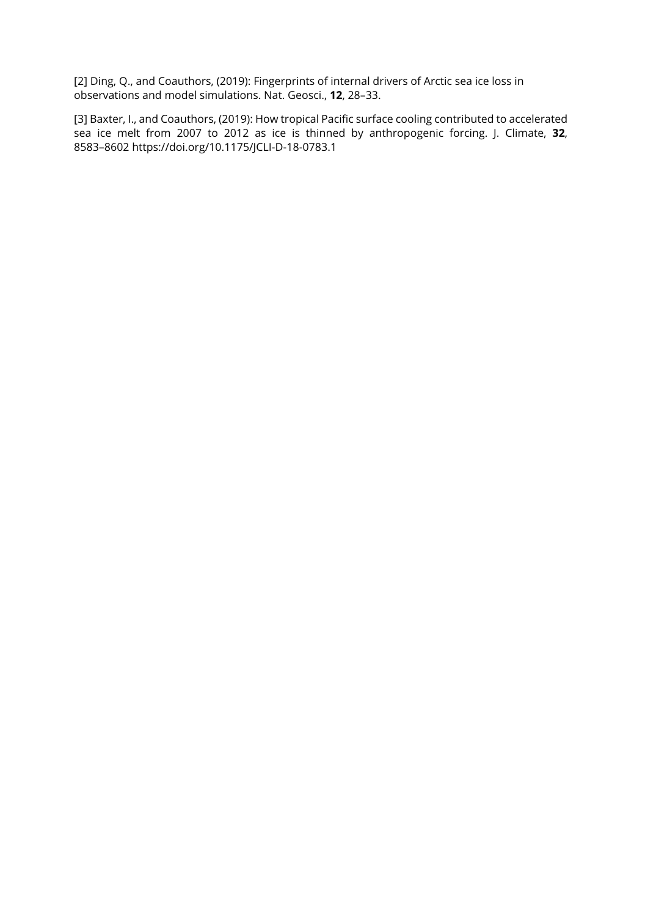[2] Ding, Q., and Coauthors, (2019): Fingerprints of internal drivers of Arctic sea ice loss in observations and model simulations. Nat. Geosci., **12**, 28–33.

[3] Baxter, I., and Coauthors, (2019): How tropical Pacific surface cooling contributed to accelerated sea ice melt from 2007 to 2012 as ice is thinned by anthropogenic forcing. J. Climate, **32**, 8583–8602 https://doi.org/10.1175/JCLI-D-18-0783.1